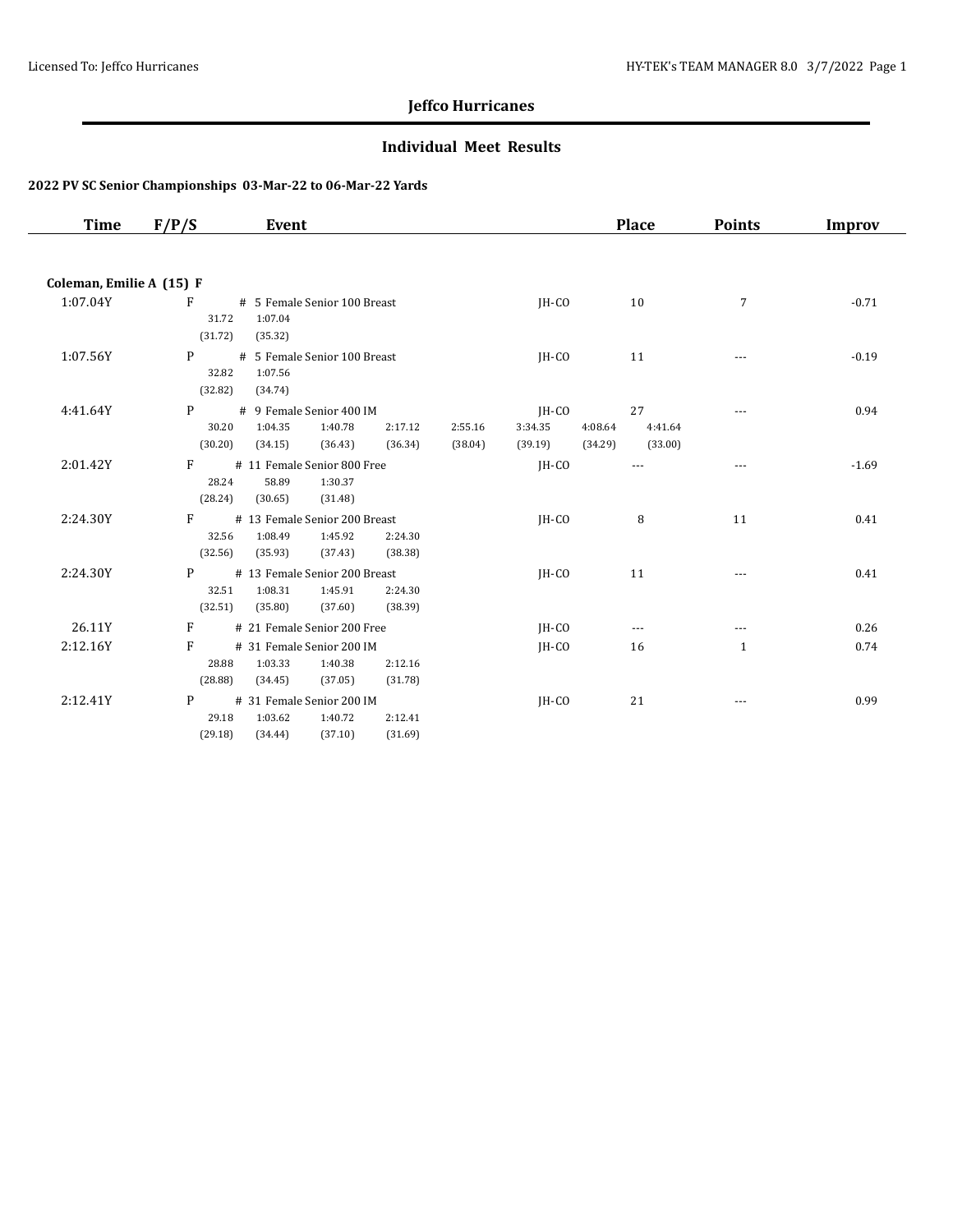Licensed To: Jeffco Hurricanes

# Jeffco Hurricanes

## Individual Meet Results

### 2022 PV SC Senior Championships 03-Mar-22 to 06-Mar-22 Yards

| Time | F/P/S | Event | | | | | | | | Place | Points | Improv |
|---|---|---|---|---|---|---|---|---|---|---|---|---|
| **Coleman, Emilie A (15) F** | | | | | | | | | | | | |
| 1:07.04Y | F | # 5 Female Senior 100 Breast | | | | | JH-CO | | | 10 | 7 | -0.71 |
| | | 31.72 | 1:07.04 | | | | | | | | | |
| | | (31.72) | (35.32) | | | | | | | | | |
| 1:07.56Y | P | # 5 Female Senior 100 Breast | | | | | JH-CO | | | 11 | --- | -0.19 |
| | | 32.82 | 1:07.56 | | | | | | | | | |
| | | (32.82) | (34.74) | | | | | | | | | |
| 4:41.64Y | P | # 9 Female Senior 400 IM | | | | | JH-CO | | | 27 | --- | 0.94 |
| | | 30.20 | 1:04.35 | 1:40.78 | 2:17.12 | 2:55.16 | 3:34.35 | 4:08.64 | 4:41.64 | | | |
| | | (30.20) | (34.15) | (36.43) | (36.34) | (38.04) | (39.19) | (34.29) | (33.00) | | | |
| 2:01.42Y | F | # 11 Female Senior 800 Free | | | | | JH-CO | | | --- | --- | -1.69 |
| | | 28.24 | 58.89 | 1:30.37 | | | | | | | | |
| | | (28.24) | (30.65) | (31.48) | | | | | | | | |
| 2:24.30Y | F | # 13 Female Senior 200 Breast | | | | | JH-CO | | | 8 | 11 | 0.41 |
| | | 32.56 | 1:08.49 | 1:45.92 | 2:24.30 | | | | | | | |
| | | (32.56) | (35.93) | (37.43) | (38.38) | | | | | | | |
| 2:24.30Y | P | # 13 Female Senior 200 Breast | | | | | JH-CO | | | 11 | --- | 0.41 |
| | | 32.51 | 1:08.31 | 1:45.91 | 2:24.30 | | | | | | | |
| | | (32.51) | (35.80) | (37.60) | (38.39) | | | | | | | |
| 26.11Y | F | # 21 Female Senior 200 Free | | | | | JH-CO | | | --- | --- | 0.26 |
| 2:12.16Y | F | # 31 Female Senior 200 IM | | | | | JH-CO | | | 16 | 1 | 0.74 |
| | | 28.88 | 1:03.33 | 1:40.38 | 2:12.16 | | | | | | | |
| | | (28.88) | (34.45) | (37.05) | (31.78) | | | | | | | |
| 2:12.41Y | P | # 31 Female Senior 200 IM | | | | | JH-CO | | | 21 | --- | 0.99 |
| | | 29.18 | 1:03.62 | 1:40.72 | 2:12.41 | | | | | | | |
| | | (29.18) | (34.44) | (37.10) | (31.69) | | | | | | | |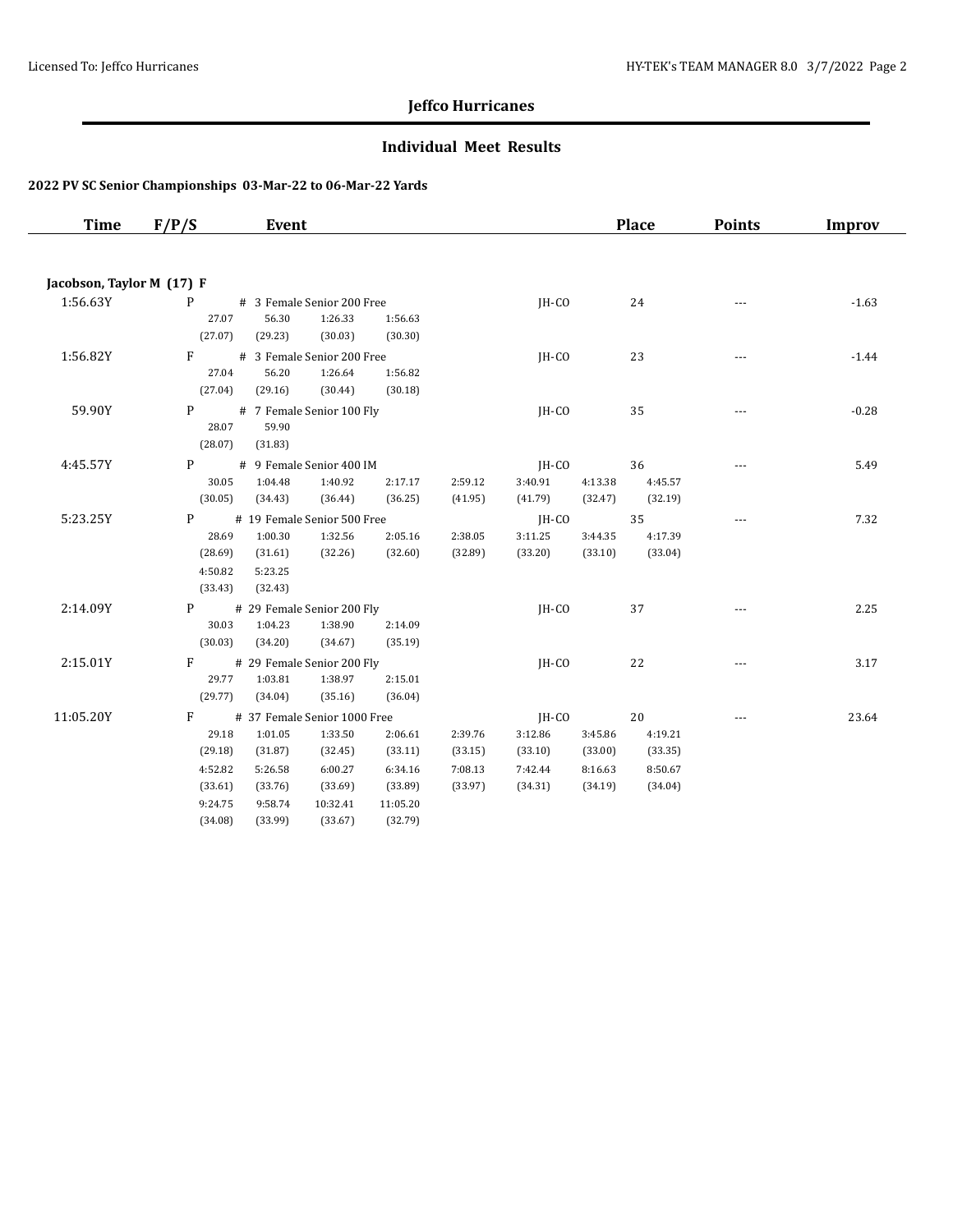## Jeffco Hurricanes

### Individual Meet Results

**2022 PV SC Senior Championships 03-Mar-22 to 06-Mar-22 Yards**

| Time | F/P/S | Event | | Place | Points | Improv |
|---|---|---|---|---|---|---|
| **Jacobson, Taylor M (17) F** | | | | | | |
| 1:56.63Y | P | # 3 Female Senior 200 Free<br>27.07 56.30 1:26.33 1:56.63<br>(27.07) (29.23) (30.03) (30.30) | JH-CO | 24 | --- | -1.63 |
| 1:56.82Y | F | # 3 Female Senior 200 Free<br>27.04 56.20 1:26.64 1:56.82<br>(27.04) (29.16) (30.44) (30.18) | JH-CO | 23 | --- | -1.44 |
| 59.90Y | P | # 7 Female Senior 100 Fly<br>28.07 59.90<br>(28.07) (31.83) | JH-CO | 35 | --- | -0.28 |
| 4:45.57Y | P | # 9 Female Senior 400 IM<br>30.05 1:04.48 1:40.92 2:17.17 2:59.12 3:40.91 4:13.38 4:45.57<br>(30.05) (34.43) (36.44) (36.25) (41.95) (41.79) (32.47) (32.19) | JH-CO | 36 | --- | 5.49 |
| 5:23.25Y | P | # 19 Female Senior 500 Free<br>28.69 1:00.30 1:32.56 2:05.16 2:38.05 3:11.25 3:44.35 4:17.39<br>(28.69) (31.61) (32.26) (32.60) (32.89) (33.20) (33.10) (33.04)<br>4:50.82 5:23.25<br>(33.43) (32.43) | JH-CO | 35 | --- | 7.32 |
| 2:14.09Y | P | # 29 Female Senior 200 Fly<br>30.03 1:04.23 1:38.90 2:14.09<br>(30.03) (34.20) (34.67) (35.19) | JH-CO | 37 | --- | 2.25 |
| 2:15.01Y | F | # 29 Female Senior 200 Fly<br>29.77 1:03.81 1:38.97 2:15.01<br>(29.77) (34.04) (35.16) (36.04) | JH-CO | 22 | --- | 3.17 |
| 11:05.20Y | F | # 37 Female Senior 1000 Free<br>29.18 1:01.05 1:33.50 2:06.61 2:39.76 3:12.86 3:45.86 4:19.21<br>(29.18) (31.87) (32.45) (33.11) (33.15) (33.10) (33.00) (33.35)<br>4:52.82 5:26.58 6:00.27 6:34.16 7:08.13 7:42.44 8:16.63 8:50.67<br>(33.61) (33.76) (33.69) (33.89) (33.97) (34.31) (34.19) (34.04)<br>9:24.75 9:58.74 10:32.41 11:05.20<br>(34.08) (33.99) (33.67) (32.79) | JH-CO | 20 | --- | 23.64 |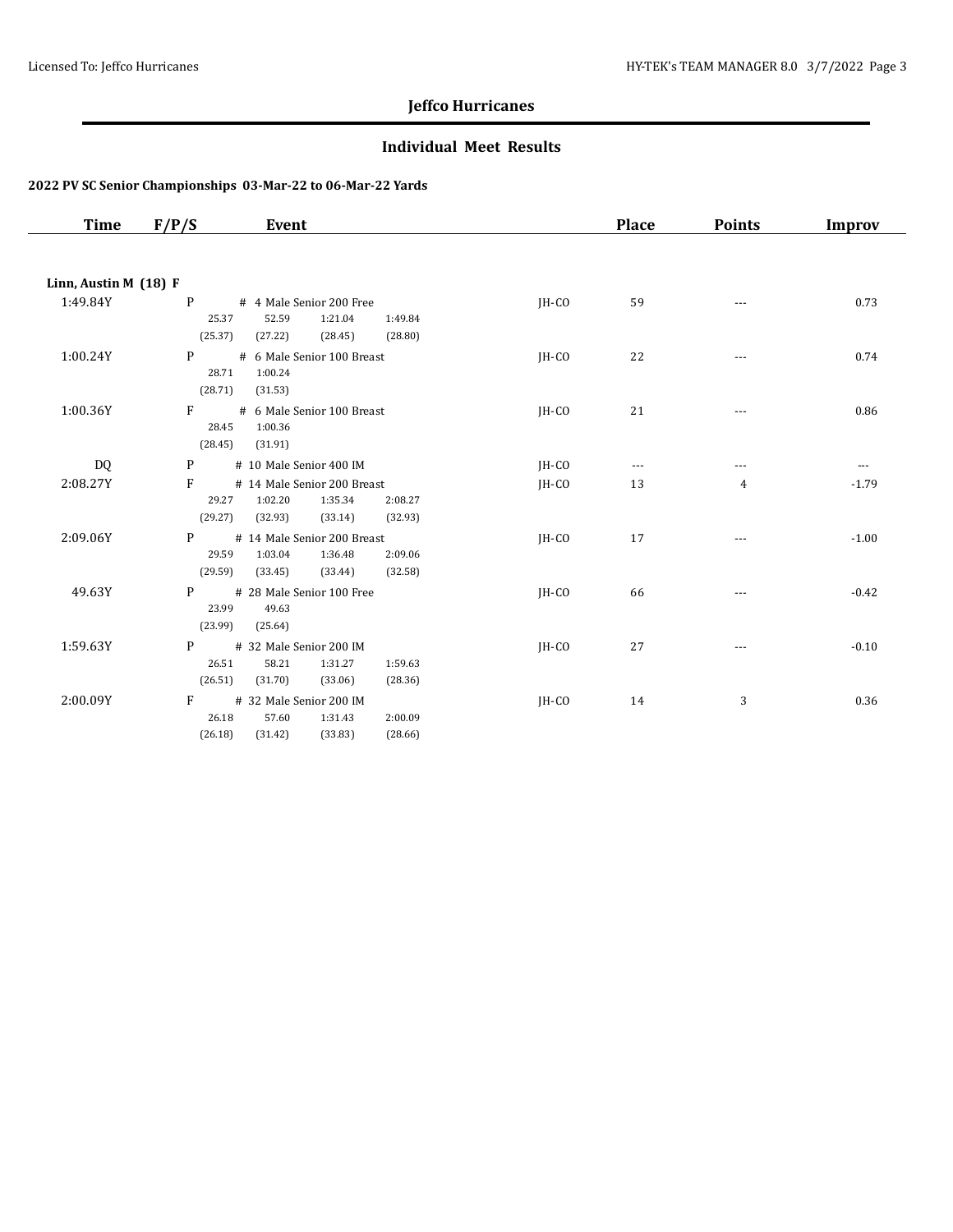## Jeffco Hurricanes

### Individual Meet Results

**2022 PV SC Senior Championships 03-Mar-22 to 06-Mar-22 Yards**

| Time | F/P/S | Event | | Place | Points | Improv |
|---|---|---|---|---|---|---|
| **Linn, Austin M (18) F** | | | | | | |
| 1:49.84Y | P | # 4 Male Senior 200 Free<br>25.37 52.59 1:21.04 1:49.84<br>(25.37) (27.22) (28.45) (28.80) | JH-CO | 59 | --- | 0.73 |
| 1:00.24Y | P | # 6 Male Senior 100 Breast<br>28.71 1:00.24<br>(28.71) (31.53) | JH-CO | 22 | --- | 0.74 |
| 1:00.36Y | F | # 6 Male Senior 100 Breast<br>28.45 1:00.36<br>(28.45) (31.91) | JH-CO | 21 | --- | 0.86 |
| DQ | P | # 10 Male Senior 400 IM | JH-CO | --- | --- | --- |
| 2:08.27Y | F | # 14 Male Senior 200 Breast<br>29.27 1:02.20 1:35.34 2:08.27<br>(29.27) (32.93) (33.14) (32.93) | JH-CO | 13 | 4 | -1.79 |
| 2:09.06Y | P | # 14 Male Senior 200 Breast<br>29.59 1:03.04 1:36.48 2:09.06<br>(29.59) (33.45) (33.44) (32.58) | JH-CO | 17 | --- | -1.00 |
| 49.63Y | P | # 28 Male Senior 100 Free<br>23.99 49.63<br>(23.99) (25.64) | JH-CO | 66 | --- | -0.42 |
| 1:59.63Y | P | # 32 Male Senior 200 IM<br>26.51 58.21 1:31.27 1:59.63<br>(26.51) (31.70) (33.06) (28.36) | JH-CO | 27 | --- | -0.10 |
| 2:00.09Y | F | # 32 Male Senior 200 IM<br>26.18 57.60 1:31.43 2:00.09<br>(26.18) (31.42) (33.83) (28.66) | JH-CO | 14 | 3 | 0.36 |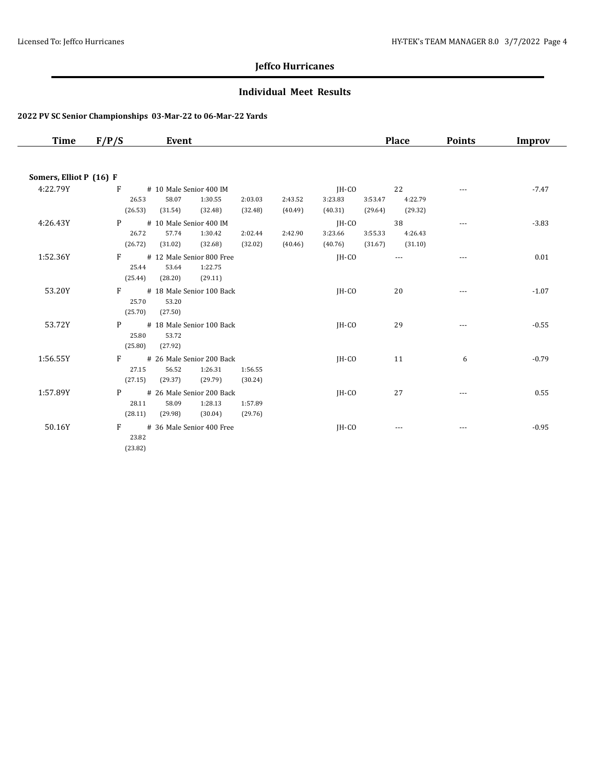## Jeffco Hurricanes

### Individual Meet Results

**2022 PV SC Senior Championships 03-Mar-22 to 06-Mar-22 Yards**

| Time | F/P/S | Event | | Place | Points | Improv |
|---|---|---|---|---|---|---|
| **Somers, Elliot P (16) F** | | | | | | |
| 4:22.79Y | F | # 10 Male Senior 400 IM | JH-CO | 22 | --- | -7.47 |
| | | 26.53 58.07 1:30.55 2:03.03 2:43.52 3:23.83 3:53.47 4:22.79 | | | | |
| | | (26.53) (31.54) (32.48) (32.48) (40.49) (40.31) (29.64) (29.32) | | | | |
| 4:26.43Y | P | # 10 Male Senior 400 IM | JH-CO | 38 | --- | -3.83 |
| | | 26.72 57.74 1:30.42 2:02.44 2:42.90 3:23.66 3:55.33 4:26.43 | | | | |
| | | (26.72) (31.02) (32.68) (32.02) (40.46) (40.76) (31.67) (31.10) | | | | |
| 1:52.36Y | F | # 12 Male Senior 800 Free | JH-CO | --- | --- | 0.01 |
| | | 25.44 53.64 1:22.75 | | | | |
| | | (25.44) (28.20) (29.11) | | | | |
| 53.20Y | F | # 18 Male Senior 100 Back | JH-CO | 20 | --- | -1.07 |
| | | 25.70 53.20 | | | | |
| | | (25.70) (27.50) | | | | |
| 53.72Y | P | # 18 Male Senior 100 Back | JH-CO | 29 | --- | -0.55 |
| | | 25.80 53.72 | | | | |
| | | (25.80) (27.92) | | | | |
| 1:56.55Y | F | # 26 Male Senior 200 Back | JH-CO | 11 | 6 | -0.79 |
| | | 27.15 56.52 1:26.31 1:56.55 | | | | |
| | | (27.15) (29.37) (29.79) (30.24) | | | | |
| 1:57.89Y | P | # 26 Male Senior 200 Back | JH-CO | 27 | --- | 0.55 |
| | | 28.11 58.09 1:28.13 1:57.89 | | | | |
| | | (28.11) (29.98) (30.04) (29.76) | | | | |
| 50.16Y | F | # 36 Male Senior 400 Free | JH-CO | --- | --- | -0.95 |
| | | 23.82 | | | | |
| | | (23.82) | | | | |